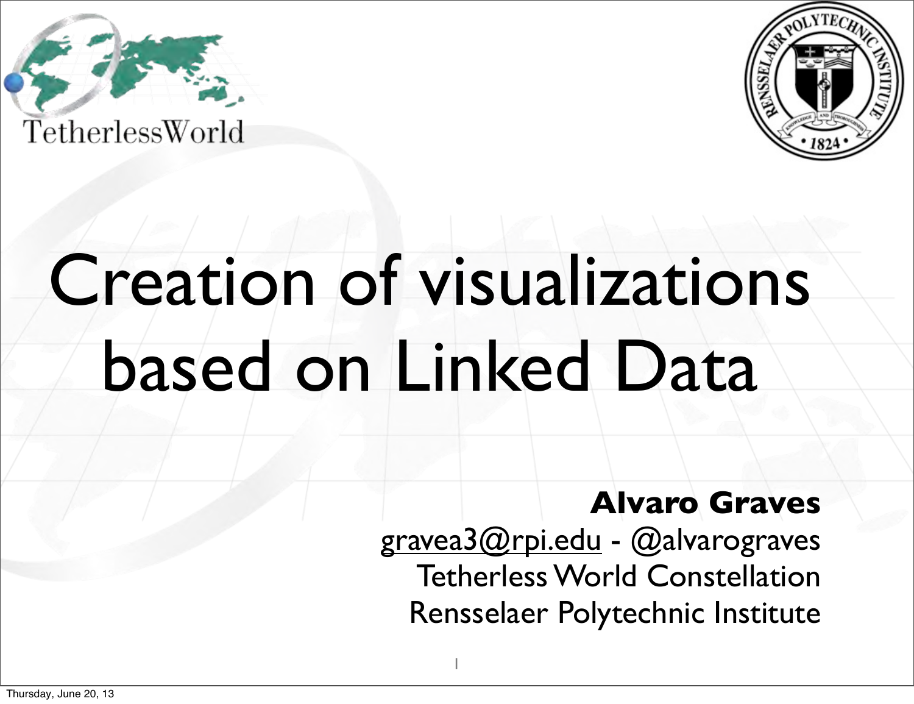TetherlessWorld

# Creation of visualizations based on Linked Data

**Alvaro Graves**

gravea3@rpi.edu - @alvarograves

Tetherless World Constellation

Rensselaer Polytechnic Institute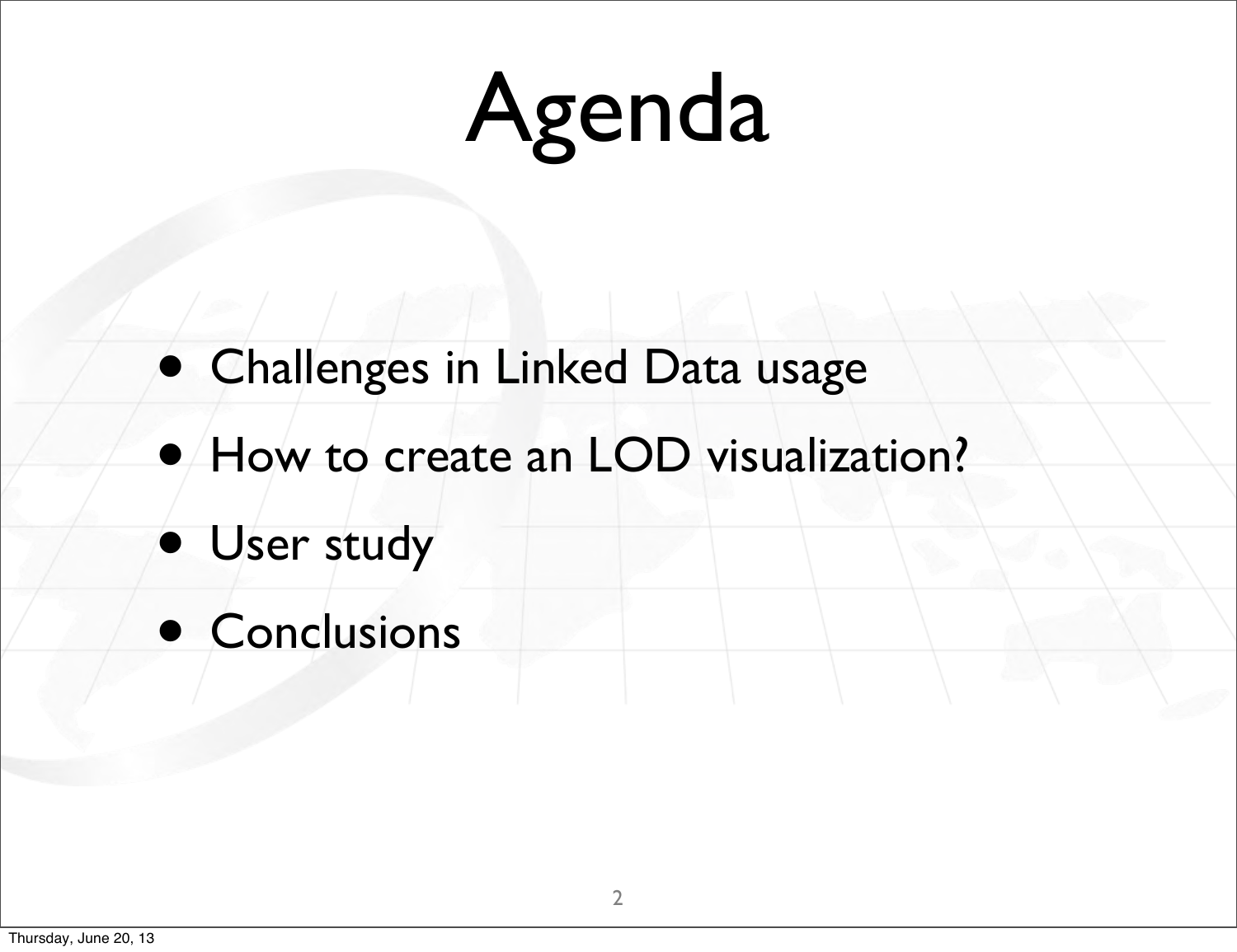# Agenda

- Challenges in Linked Data usage
- How to create an LOD visualization?
- User study
- Conclusions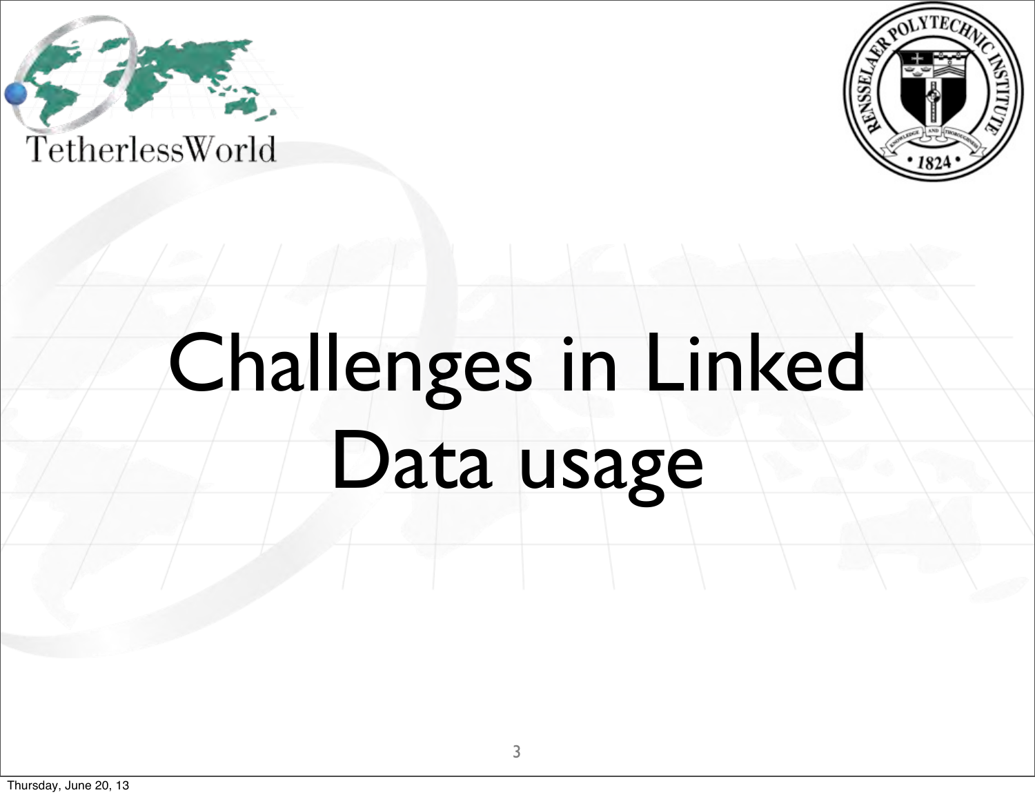# Challenges in Linked Data usage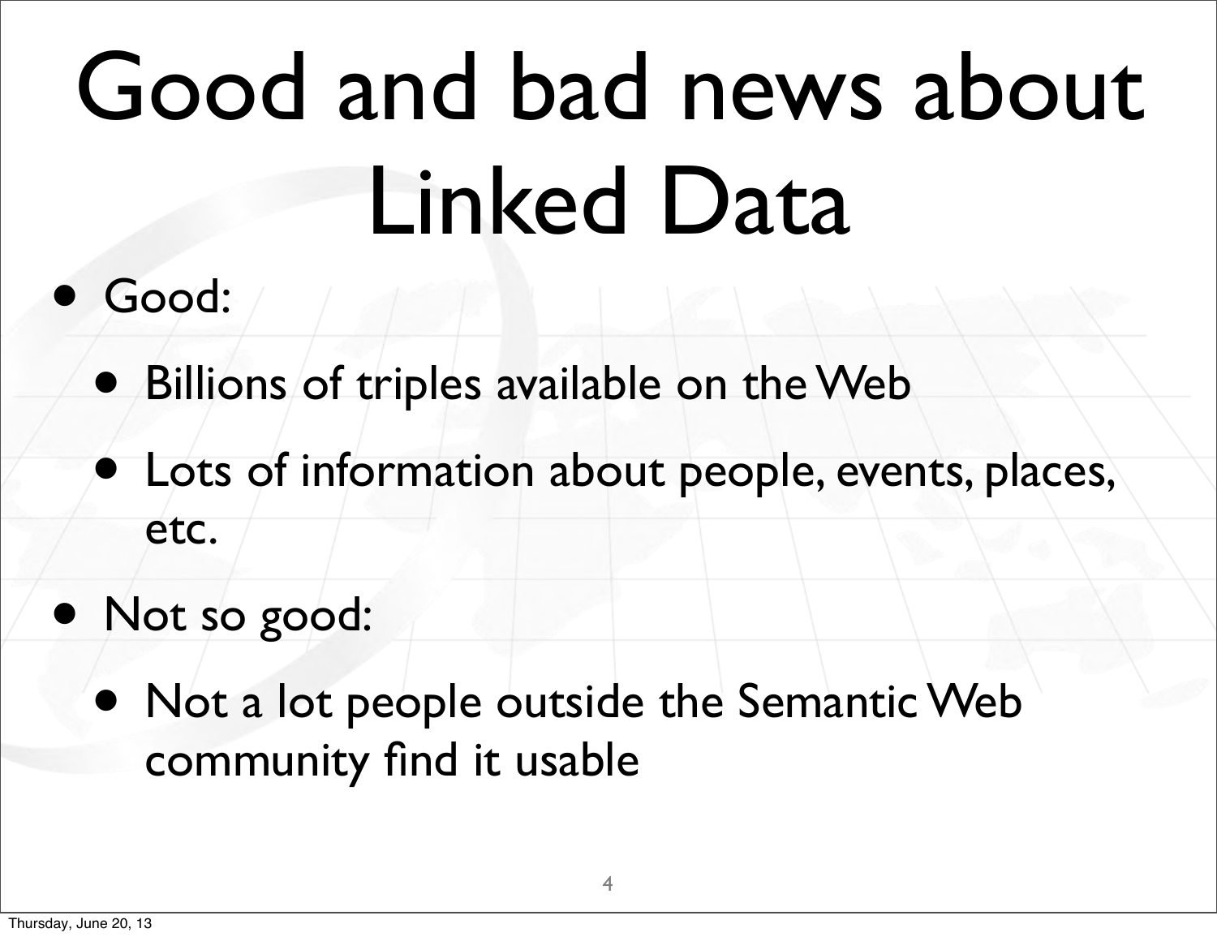# Good and bad news about Linked Data

- Good:
  - Billions of triples available on the Web
  - Lots of information about people, events, places, etc.
- Not so good:
  - Not a lot people outside the Semantic Web community find it usable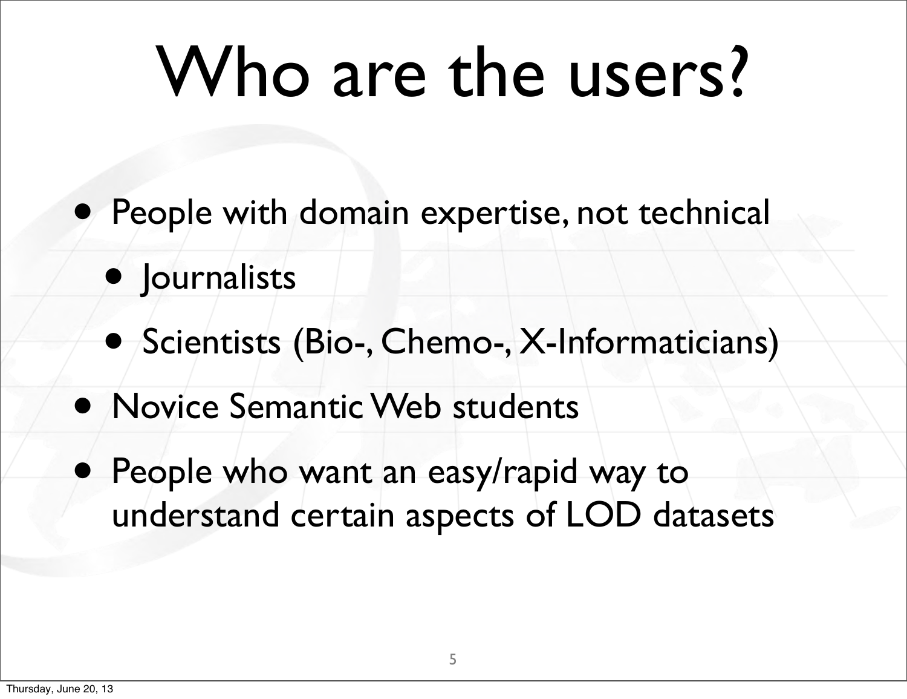# Who are the users?

- People with domain expertise, not technical
  - Journalists
  - Scientists (Bio-, Chemo-, X-Informaticians)
- Novice Semantic Web students
- People who want an easy/rapid way to understand certain aspects of LOD datasets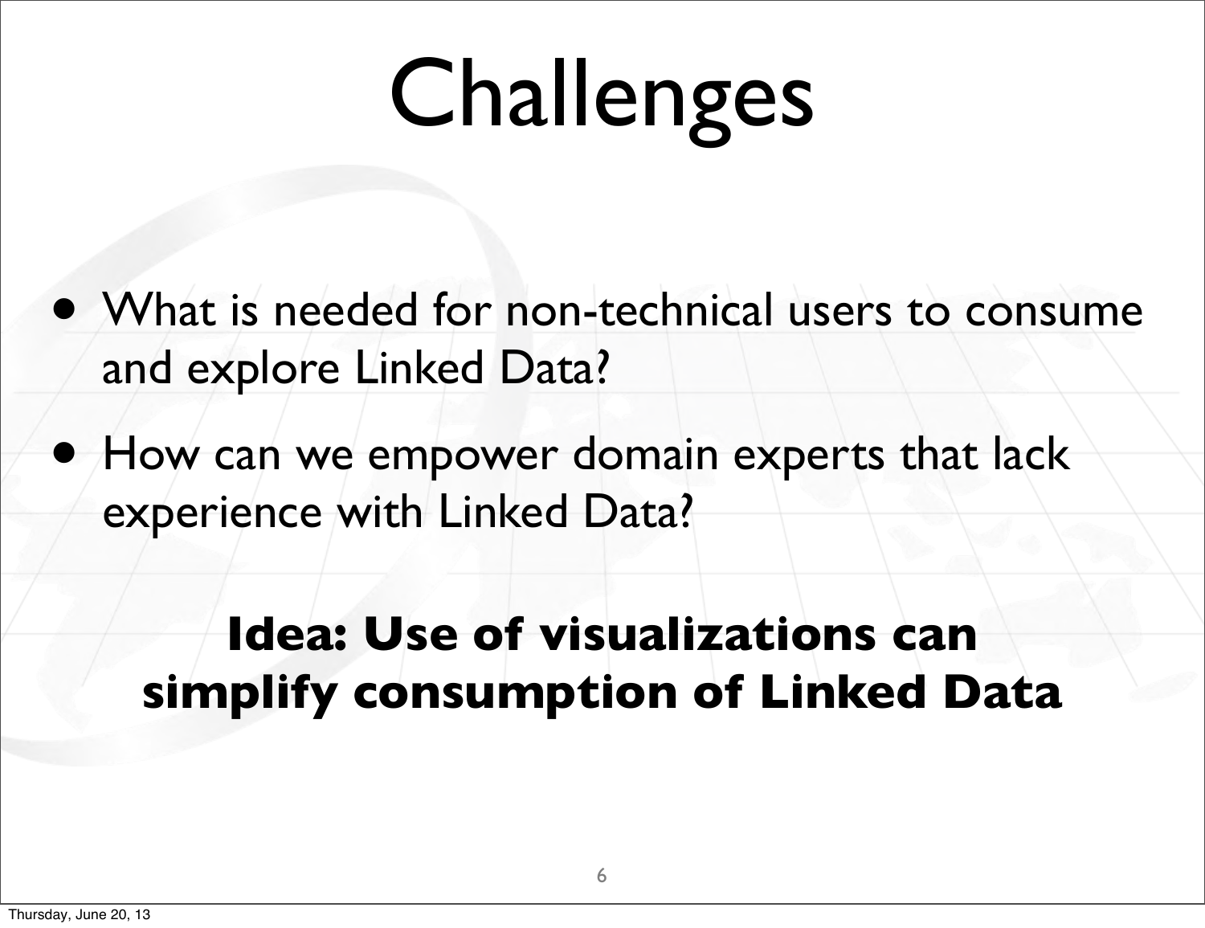# Challenges

- What is needed for non-technical users to consume and explore Linked Data?
- How can we empower domain experts that lack experience with Linked Data?

**Idea: Use of visualizations can simplify consumption of Linked Data**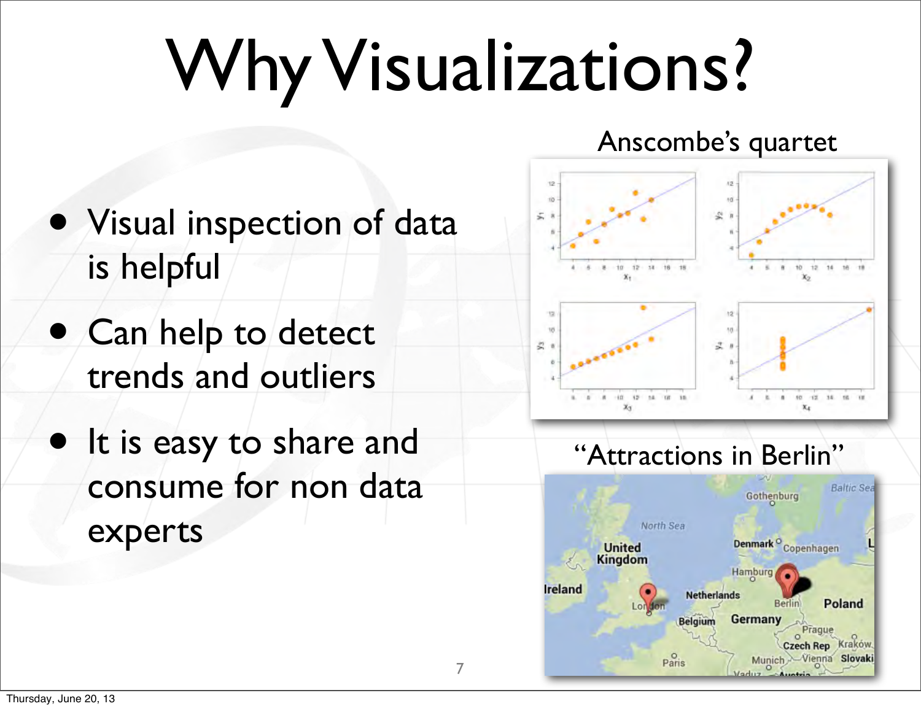# Why Visualizations?

- Visual inspection of data is helpful
- Can help to detect trends and outliers
- It is easy to share and consume for non data experts

Anscombe's quartet

"Attractions in Berlin"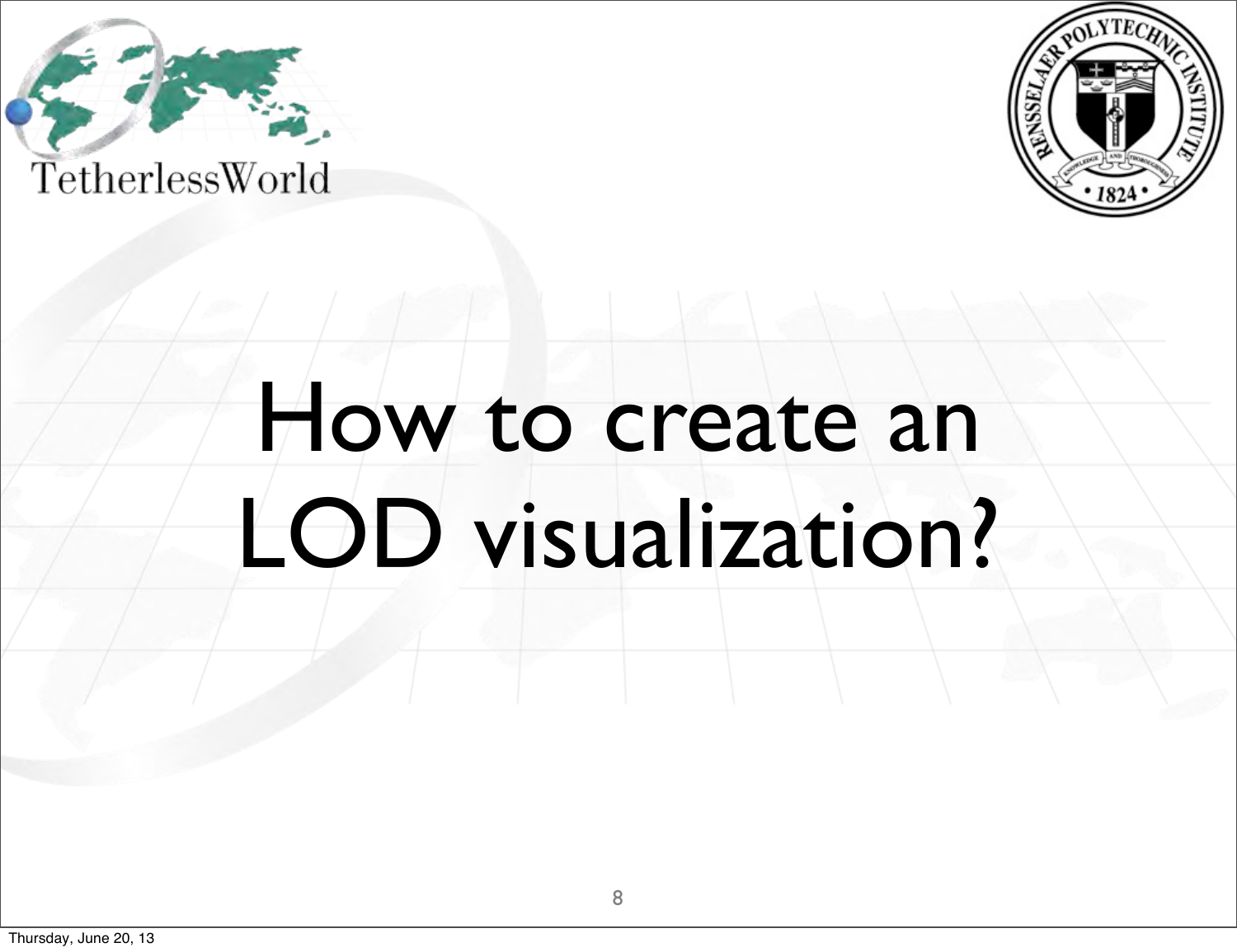# How to create an LOD visualization?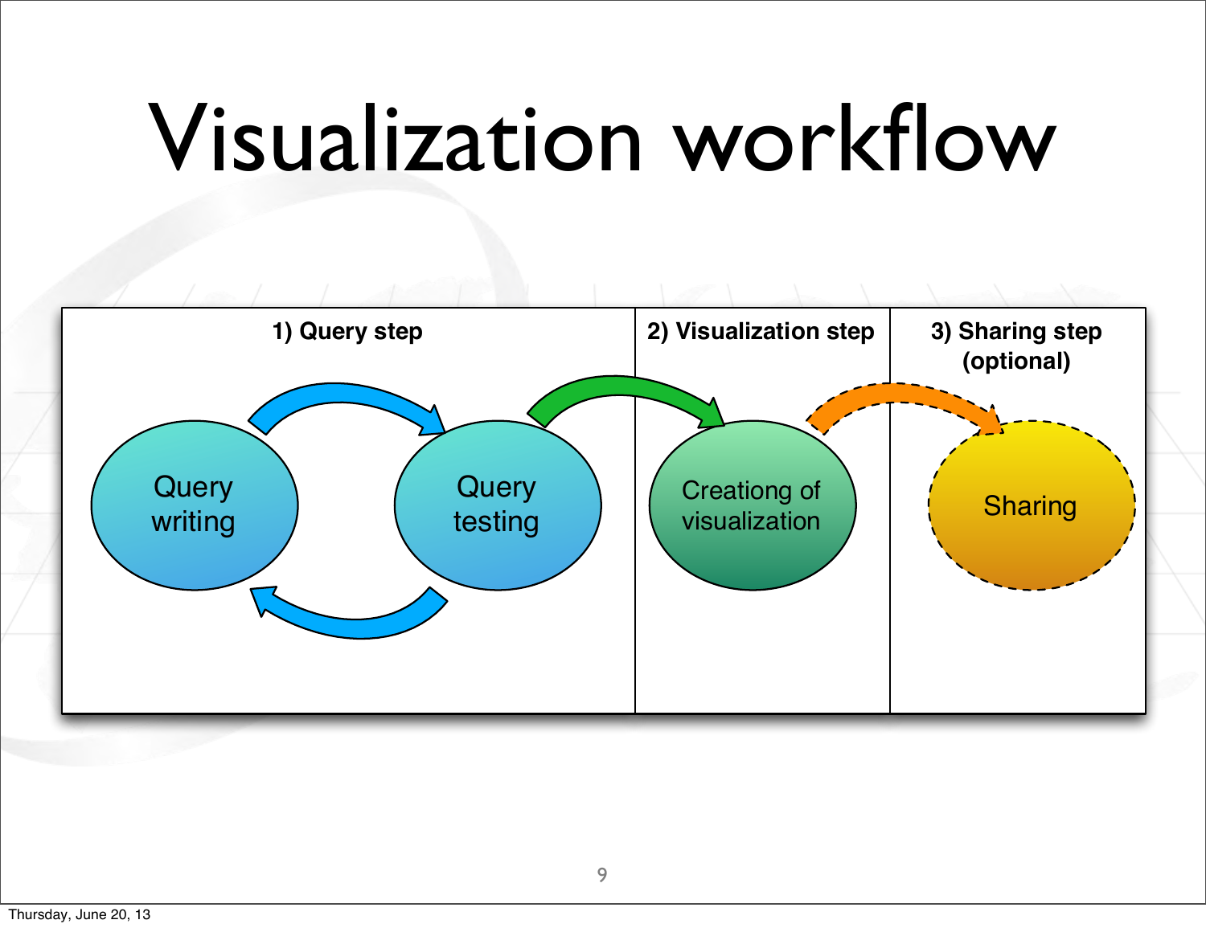# Visualization workflow

| 1) Query step | 2) Visualization step | 3) Sharing step (optional) |
| --- | --- | --- |
| Query writing ⇄ Query testing | Creationg of visualization | Sharing |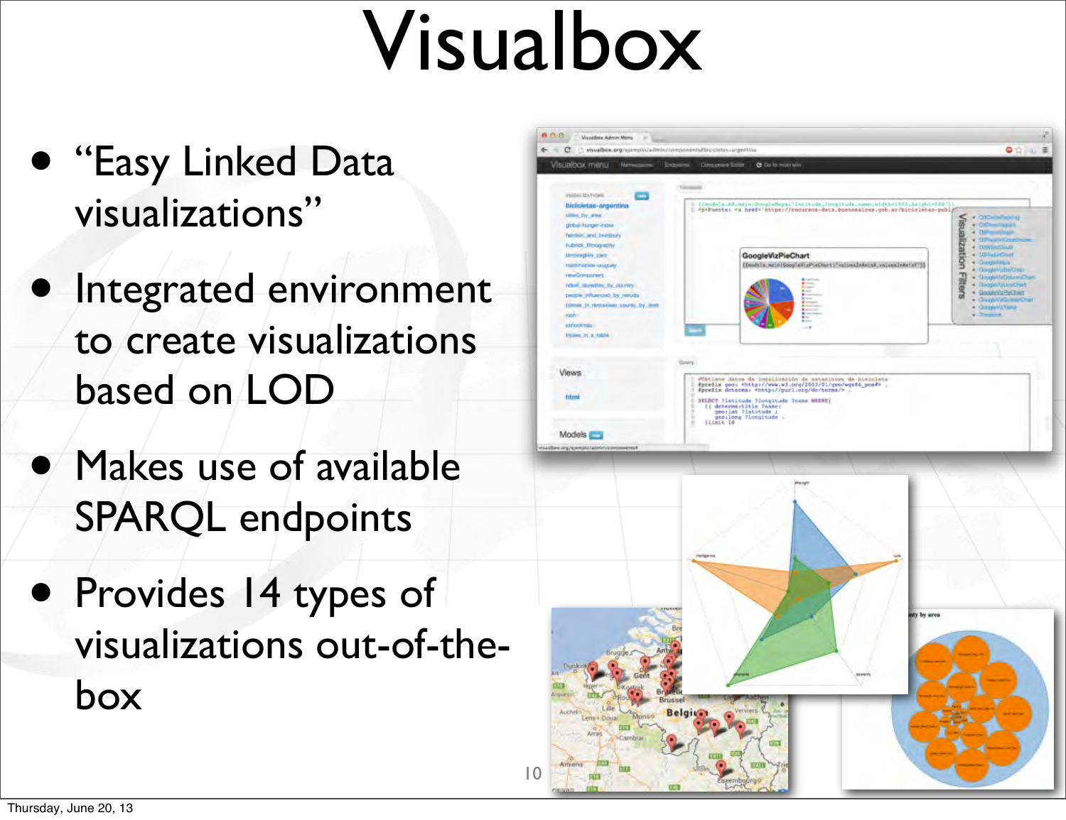# Visualbox

- "Easy Linked Data visualizations"
- Integrated environment to create visualizations based on LOD
- Makes use of available SPARQL endpoints
- Provides 14 types of visualizations out-of-the-box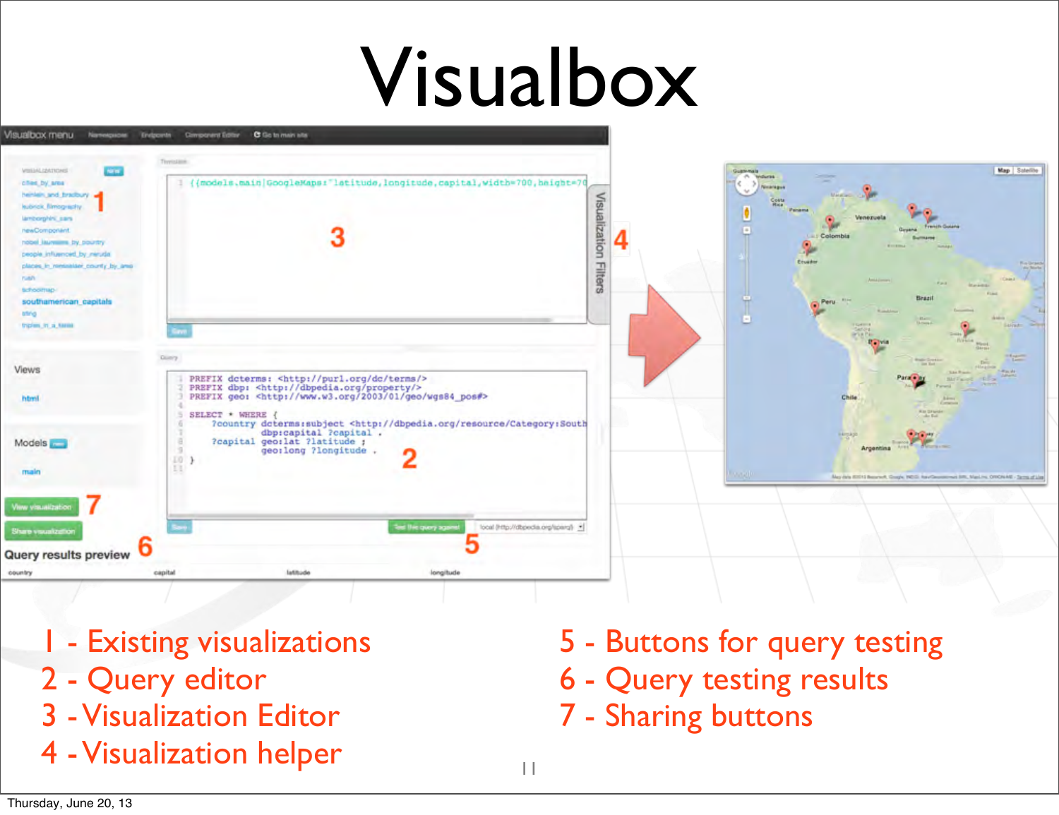# Visualbox

1 - Existing visualizations
2 - Query editor
3 - Visualization Editor
4 - Visualization helper

5 - Buttons for query testing
6 - Query testing results
7 - Sharing buttons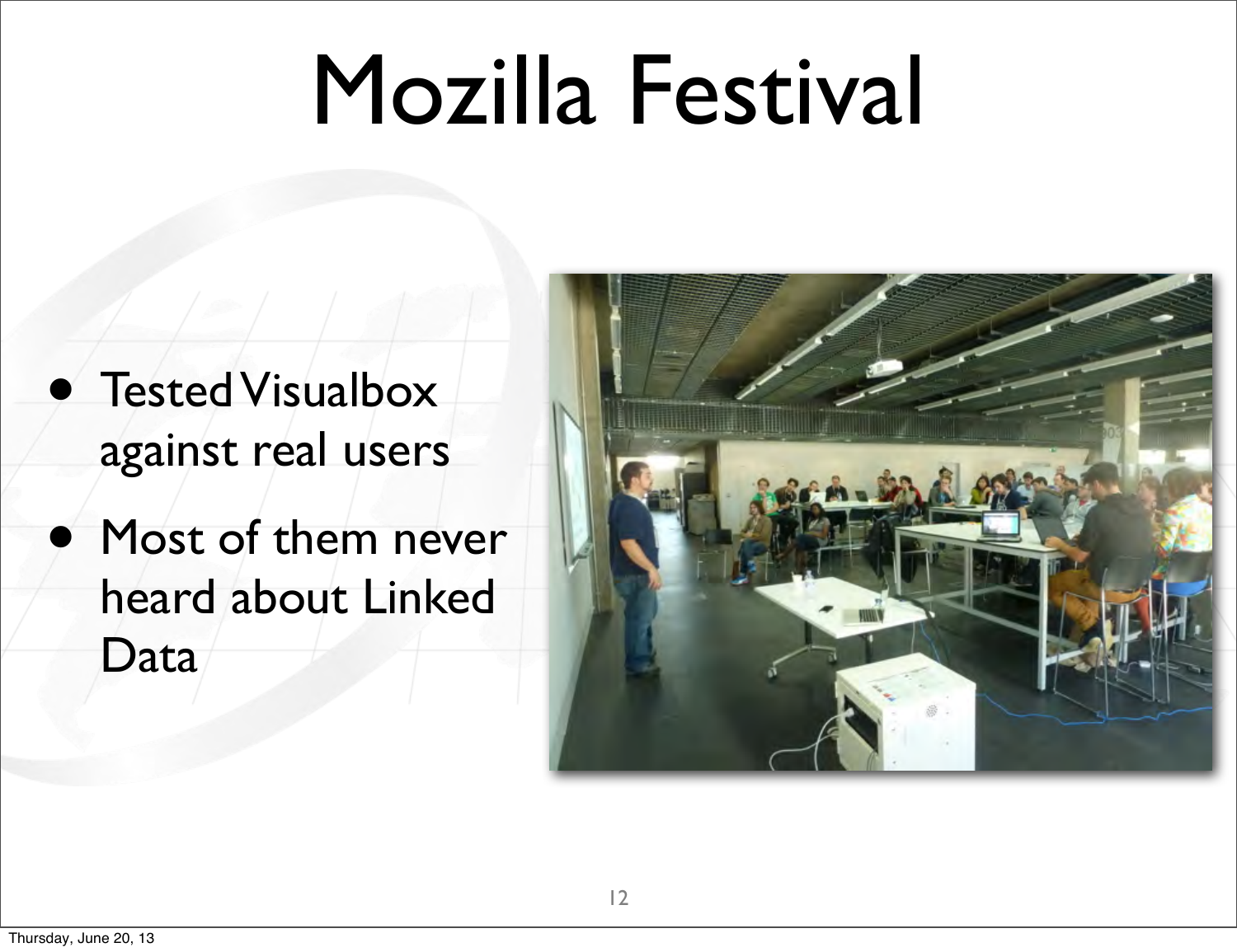# Mozilla Festival

- Tested Visualbox against real users
- Most of them never heard about Linked Data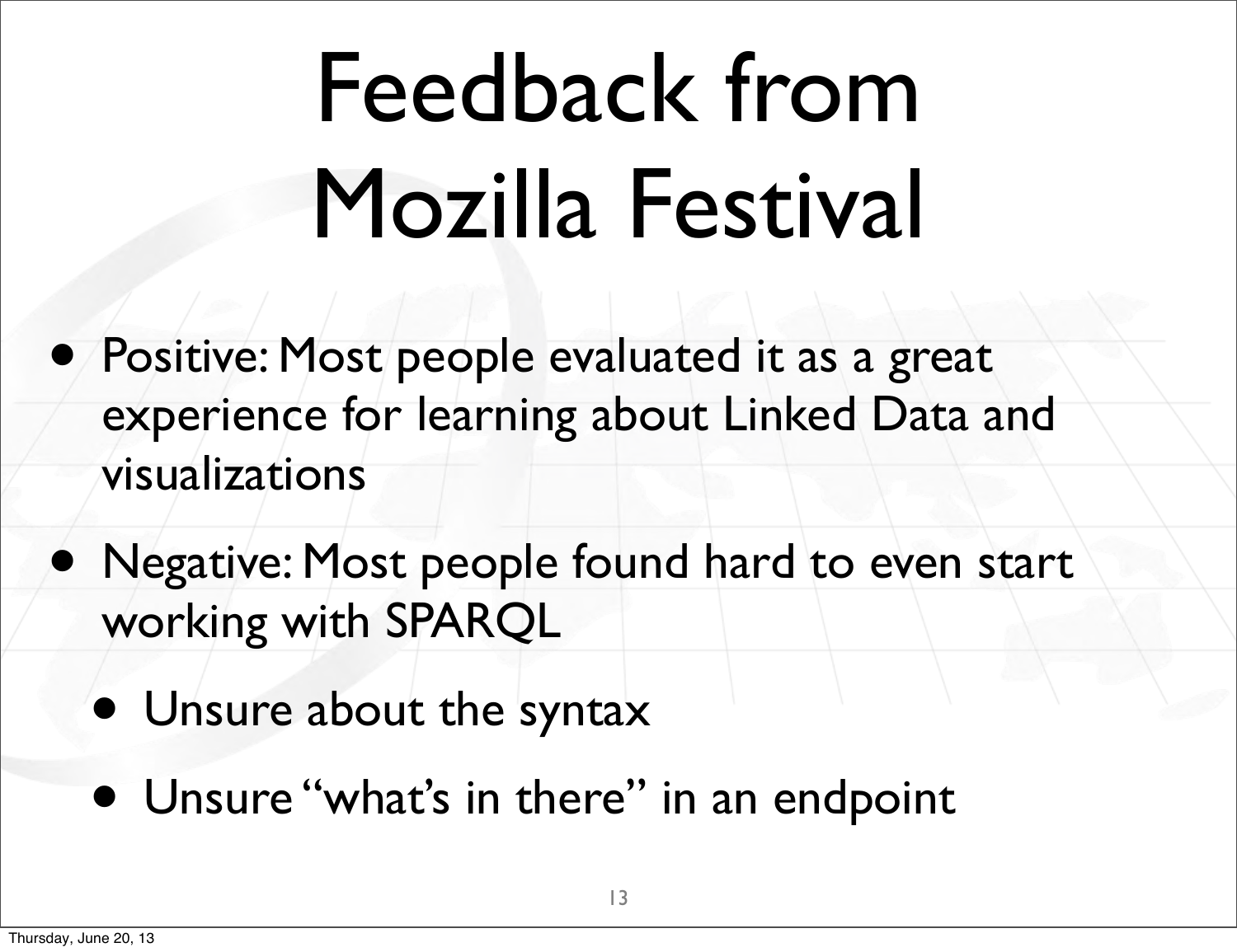# Feedback from Mozilla Festival

- Positive: Most people evaluated it as a great experience for learning about Linked Data and visualizations
- Negative: Most people found hard to even start working with SPARQL
  - Unsure about the syntax
  - Unsure "what's in there" in an endpoint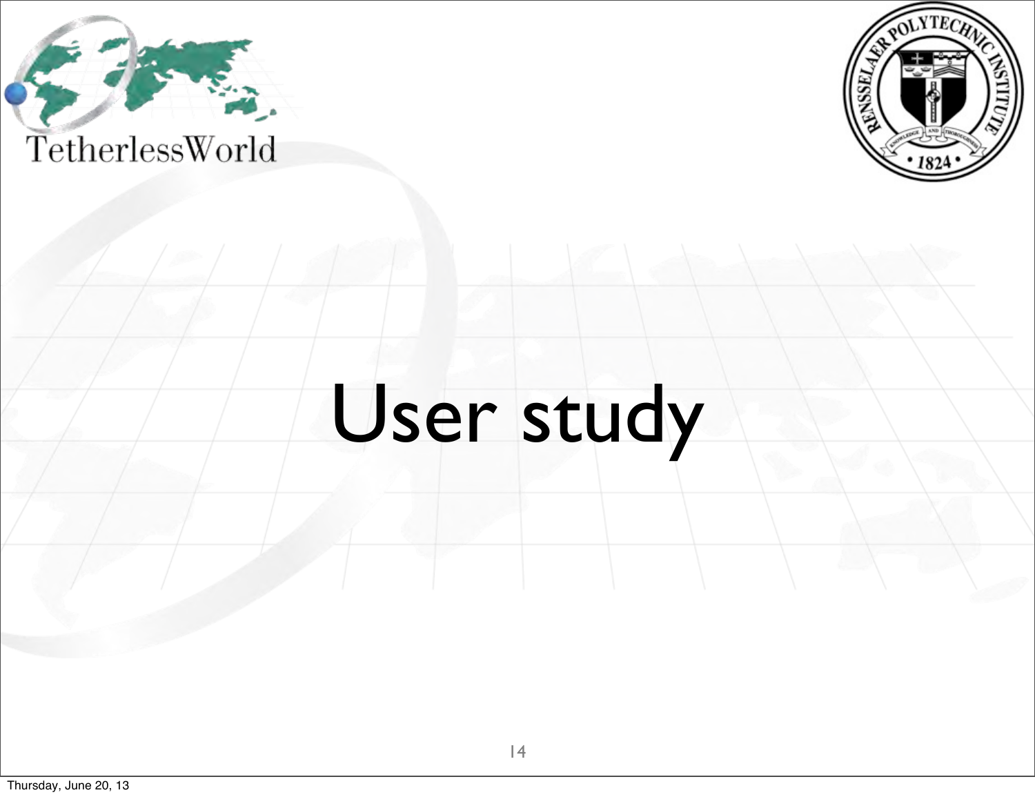# User study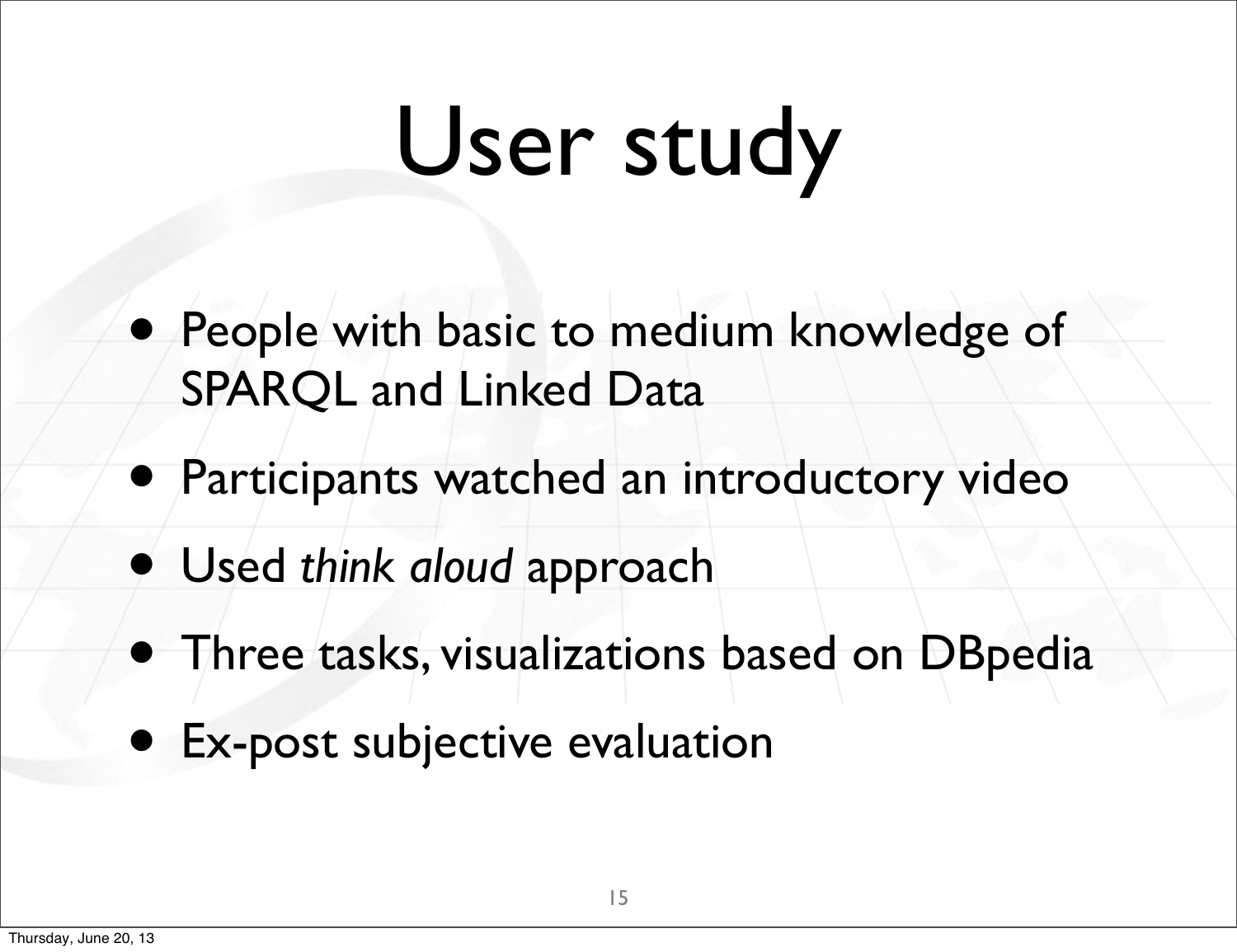# User study

- People with basic to medium knowledge of SPARQL and Linked Data
- Participants watched an introductory video
- Used *think aloud* approach
- Three tasks, visualizations based on DBpedia
- Ex-post subjective evaluation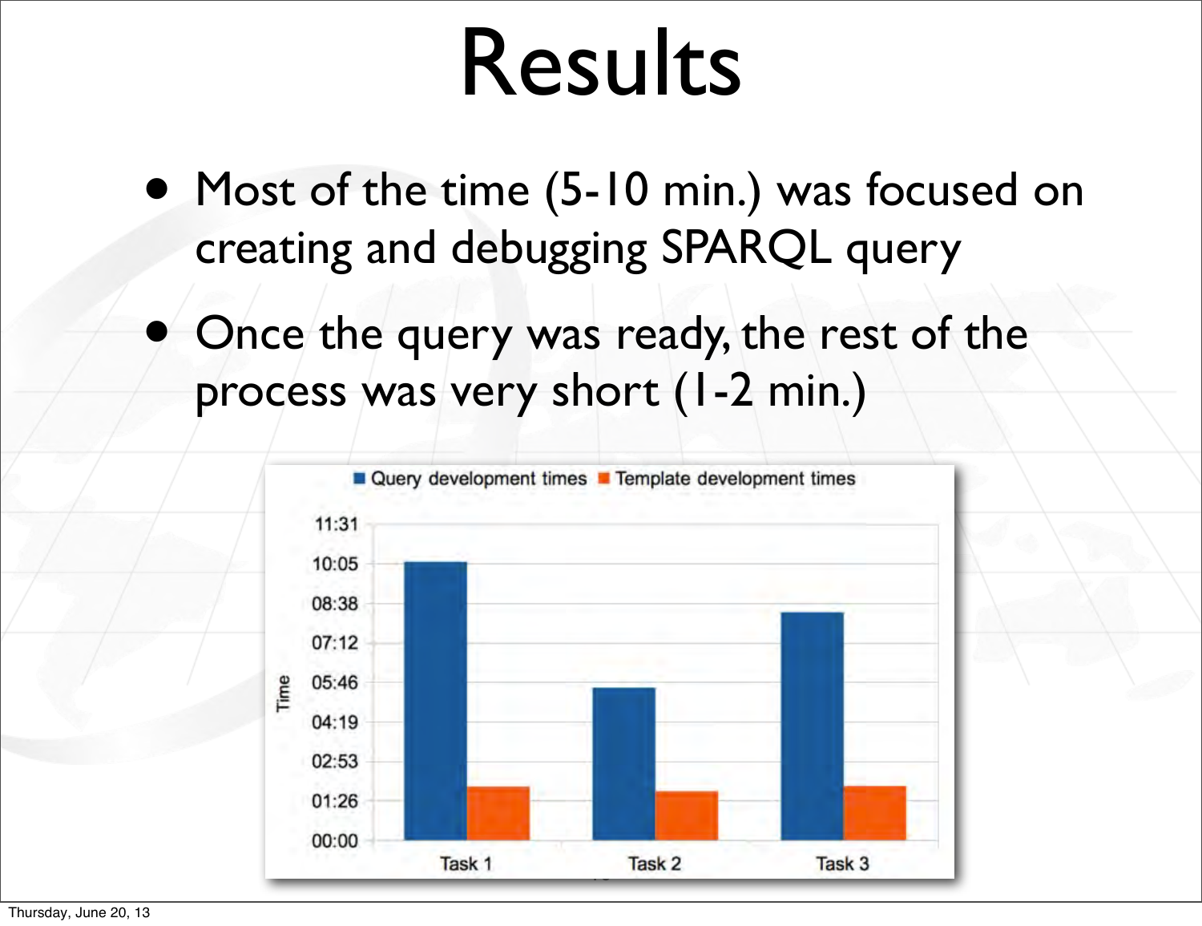# Results

- Most of the time (5-10 min.) was focused on creating and debugging SPARQL query
- Once the query was ready, the rest of the process was very short (1-2 min.)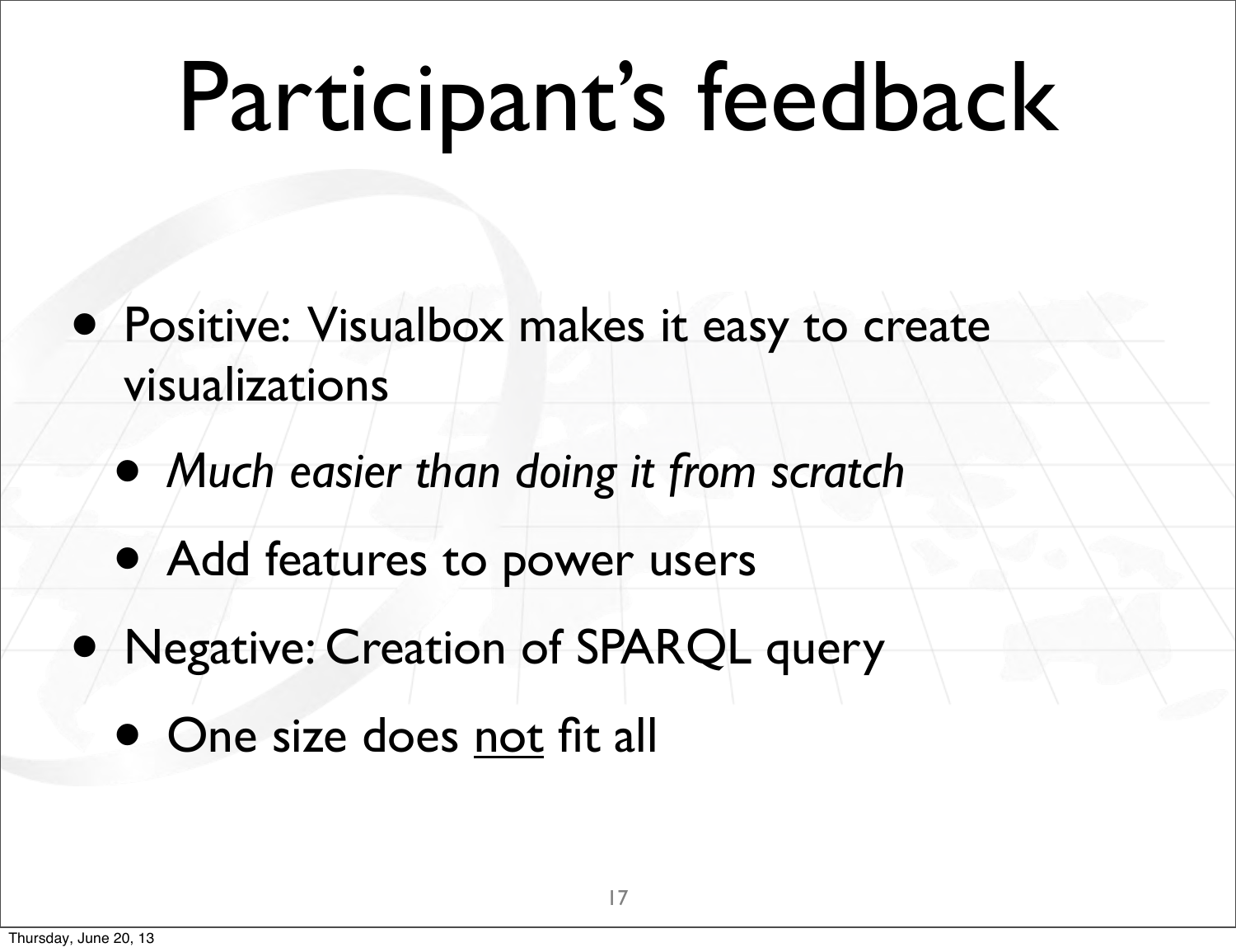# Participant's feedback

- Positive: Visualbox makes it easy to create visualizations
  - *Much easier than doing it from scratch*
  - Add features to power users
- Negative: Creation of SPARQL query
  - One size does <u>not</u> fit all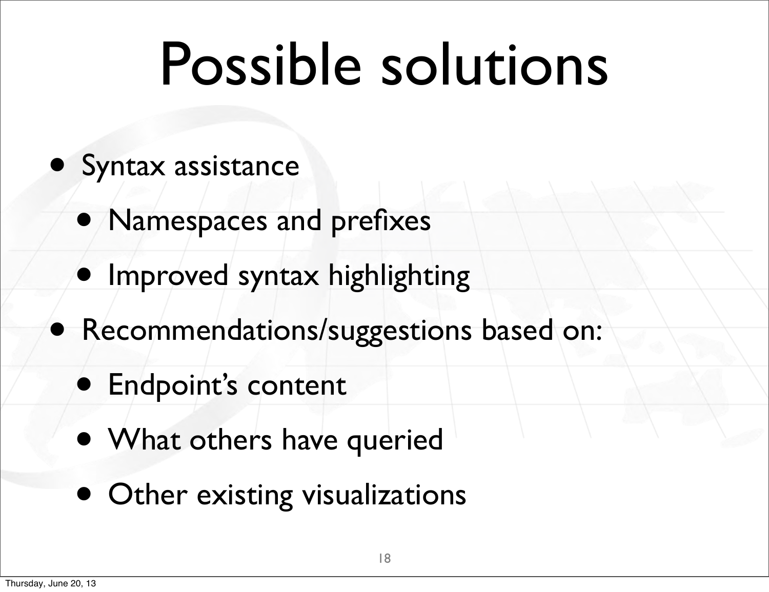# Possible solutions

- Syntax assistance
  - Namespaces and prefixes
  - Improved syntax highlighting
- Recommendations/suggestions based on:
  - Endpoint's content
  - What others have queried
  - Other existing visualizations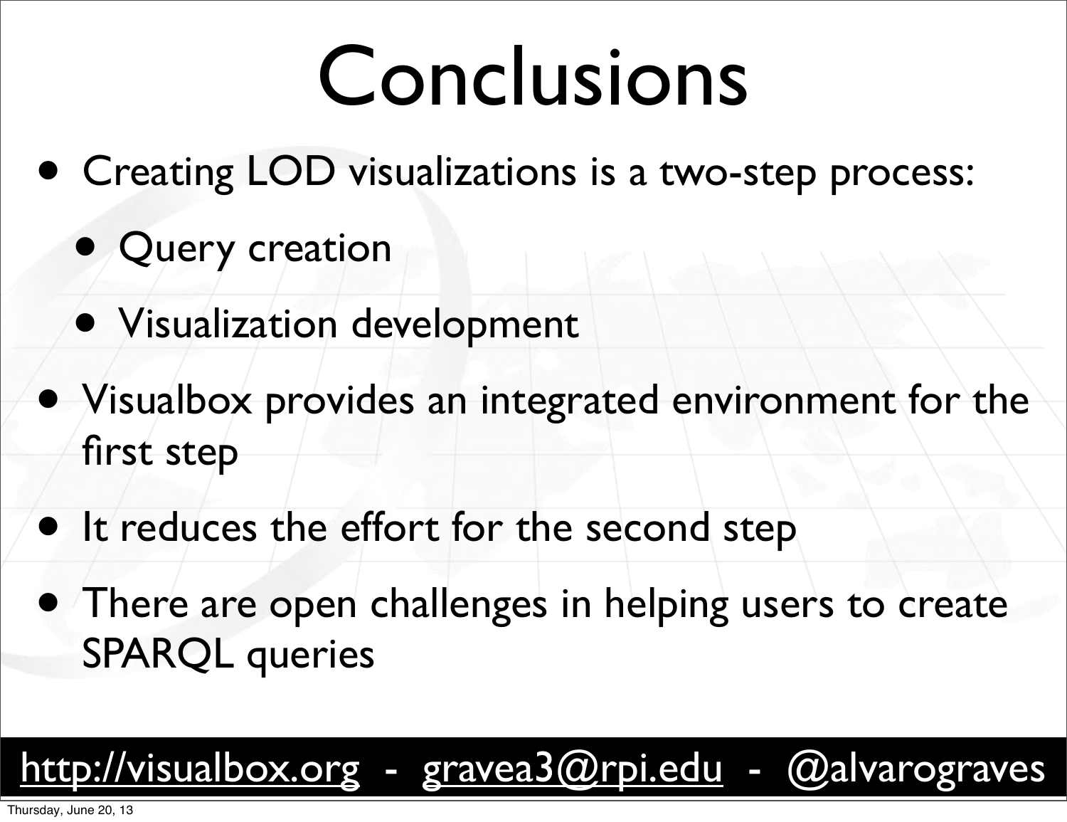# Conclusions

- Creating LOD visualizations is a two-step process:
  - Query creation
  - Visualization development
- Visualbox provides an integrated environment for the first step
- It reduces the effort for the second step
- There are open challenges in helping users to create SPARQL queries

http://visualbox.org - gravea3@rpi.edu - @alvarograves